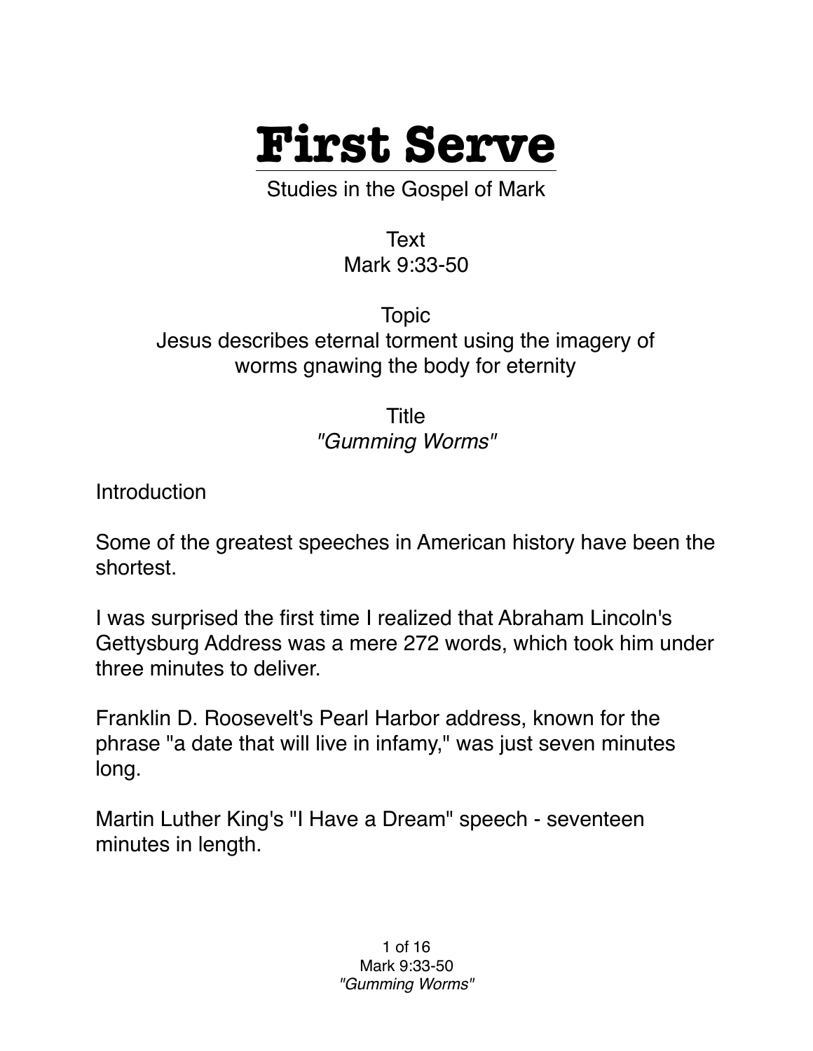# First Serve

Studies in the Gospel of Mark

Text
Mark 9:33-50

Topic
Jesus describes eternal torment using the imagery of worms gnawing the body for eternity

Title
*"Gumming Worms"*

Introduction

Some of the greatest speeches in American history have been the shortest.

I was surprised the first time I realized that Abraham Lincoln's Gettysburg Address was a mere 272 words, which took him under three minutes to deliver.

Franklin D. Roosevelt's Pearl Harbor address, known for the phrase "a date that will live in infamy," was just seven minutes long.

Martin Luther King's "I Have a Dream" speech - seventeen minutes in length.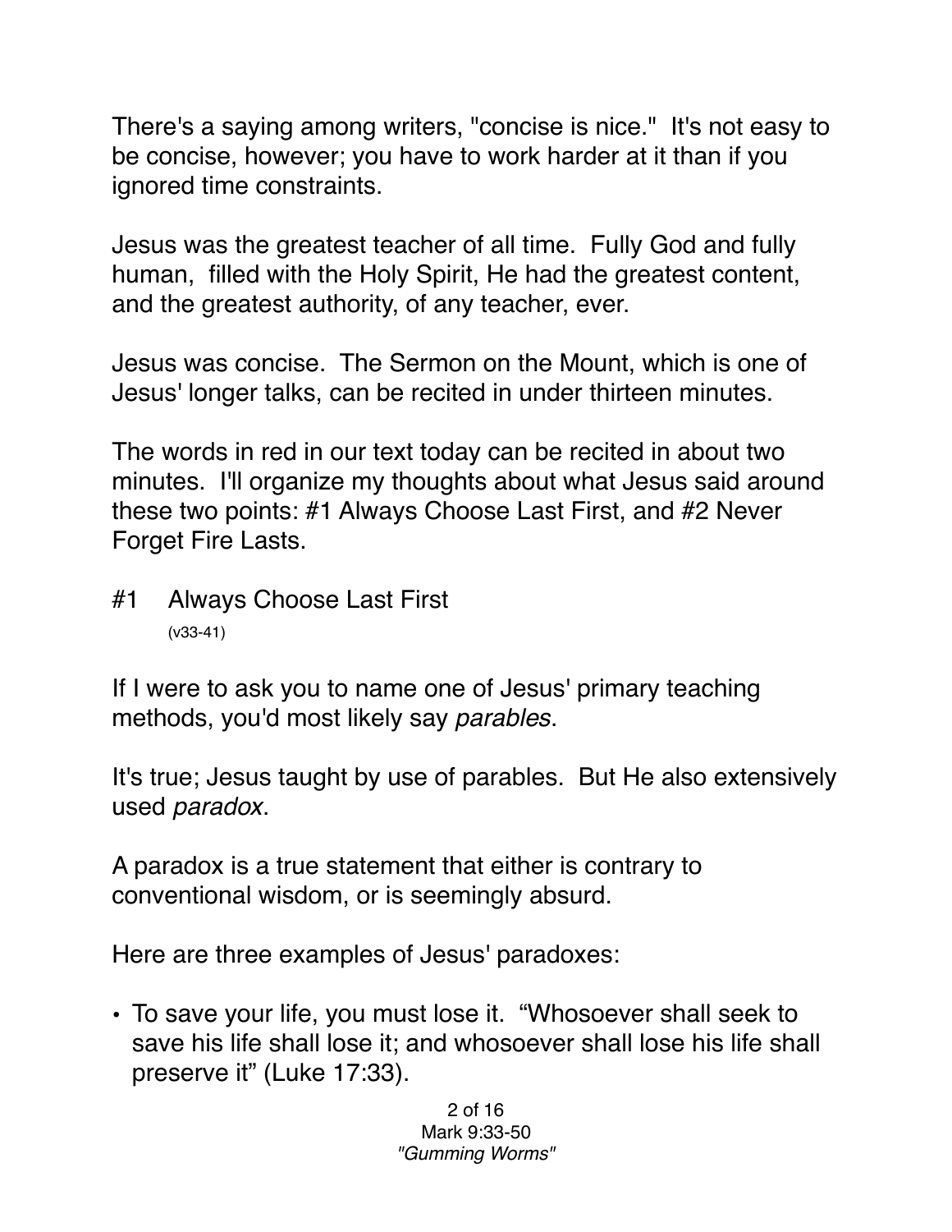There's a saying among writers, "concise is nice." It's not easy to be concise, however; you have to work harder at it than if you ignored time constraints.

Jesus was the greatest teacher of all time. Fully God and fully human, filled with the Holy Spirit, He had the greatest content, and the greatest authority, of any teacher, ever.

Jesus was concise. The Sermon on the Mount, which is one of Jesus' longer talks, can be recited in under thirteen minutes.

The words in red in our text today can be recited in about two minutes. I'll organize my thoughts about what Jesus said around these two points: #1 Always Choose Last First, and #2 Never Forget Fire Lasts.

## #1 Always Choose Last First

(v33-41)

If I were to ask you to name one of Jesus' primary teaching methods, you'd most likely say *parables*.

It's true; Jesus taught by use of parables. But He also extensively used *paradox*.

A paradox is a true statement that either is contrary to conventional wisdom, or is seemingly absurd.

Here are three examples of Jesus' paradoxes:

- To save your life, you must lose it. "Whosoever shall seek to save his life shall lose it; and whosoever shall lose his life shall preserve it" (Luke 17:33).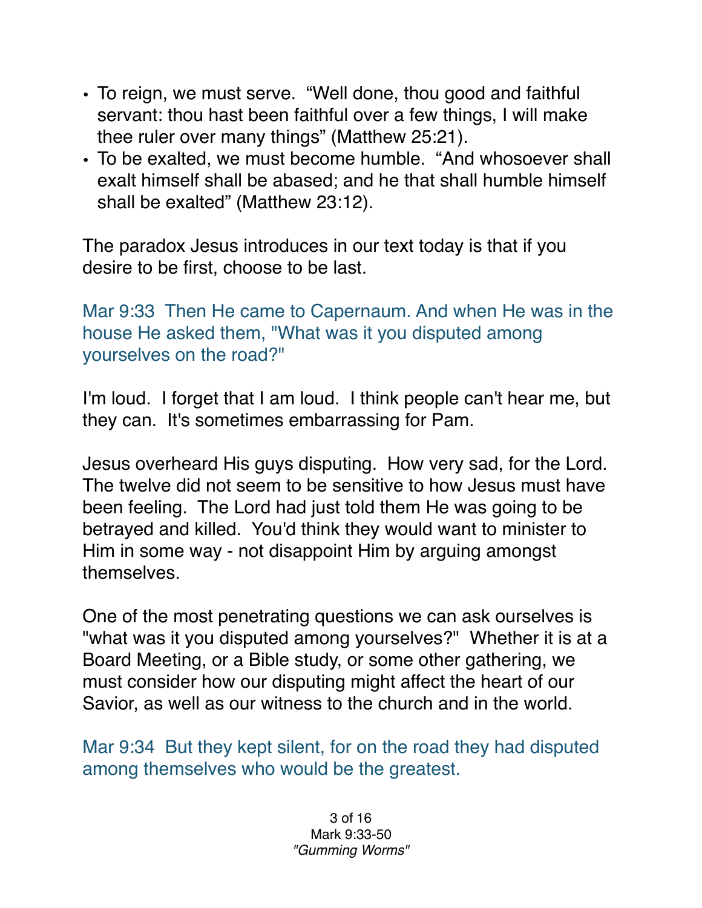- To reign, we must serve. “Well done, thou good and faithful servant: thou hast been faithful over a few things, I will make thee ruler over many things” (Matthew 25:21).
- To be exalted, we must become humble. “And whosoever shall exalt himself shall be abased; and he that shall humble himself shall be exalted” (Matthew 23:12).

The paradox Jesus introduces in our text today is that if you desire to be first, choose to be last.

Mar 9:33 Then He came to Capernaum. And when He was in the house He asked them, "What was it you disputed among yourselves on the road?"

I'm loud. I forget that I am loud. I think people can't hear me, but they can. It's sometimes embarrassing for Pam.

Jesus overheard His guys disputing. How very sad, for the Lord. The twelve did not seem to be sensitive to how Jesus must have been feeling. The Lord had just told them He was going to be betrayed and killed. You'd think they would want to minister to Him in some way - not disappoint Him by arguing amongst themselves.

One of the most penetrating questions we can ask ourselves is "what was it you disputed among yourselves?" Whether it is at a Board Meeting, or a Bible study, or some other gathering, we must consider how our disputing might affect the heart of our Savior, as well as our witness to the church and in the world.

Mar 9:34 But they kept silent, for on the road they had disputed among themselves who would be the greatest.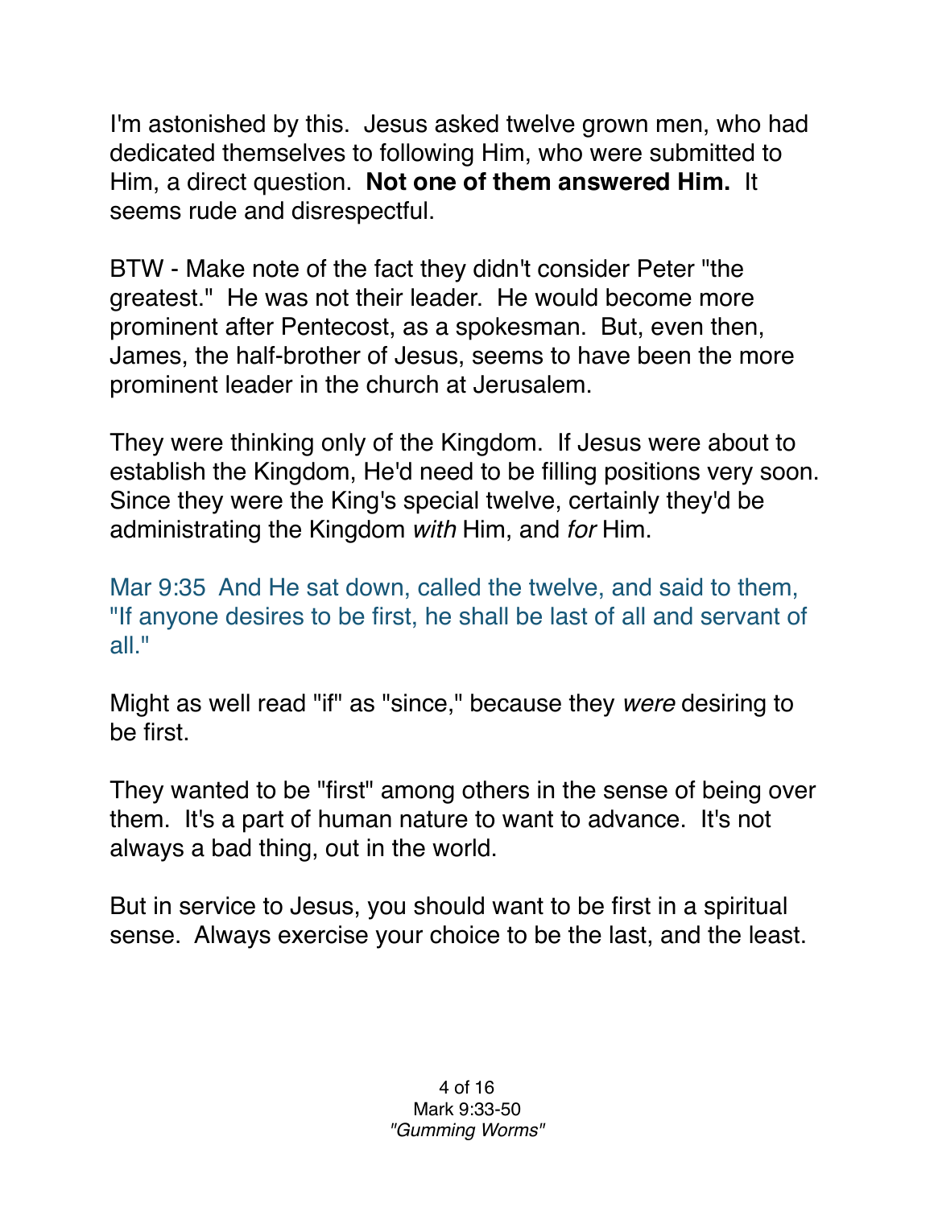I'm astonished by this. Jesus asked twelve grown men, who had dedicated themselves to following Him, who were submitted to Him, a direct question. **Not one of them answered Him.** It seems rude and disrespectful.

BTW - Make note of the fact they didn't consider Peter "the greatest." He was not their leader. He would become more prominent after Pentecost, as a spokesman. But, even then, James, the half-brother of Jesus, seems to have been the more prominent leader in the church at Jerusalem.

They were thinking only of the Kingdom. If Jesus were about to establish the Kingdom, He'd need to be filling positions very soon. Since they were the King's special twelve, certainly they'd be administrating the Kingdom *with* Him, and *for* Him.

Mar 9:35 And He sat down, called the twelve, and said to them, "If anyone desires to be first, he shall be last of all and servant of all."

Might as well read "if" as "since," because they *were* desiring to be first.

They wanted to be "first" among others in the sense of being over them. It's a part of human nature to want to advance. It's not always a bad thing, out in the world.

But in service to Jesus, you should want to be first in a spiritual sense. Always exercise your choice to be the last, and the least.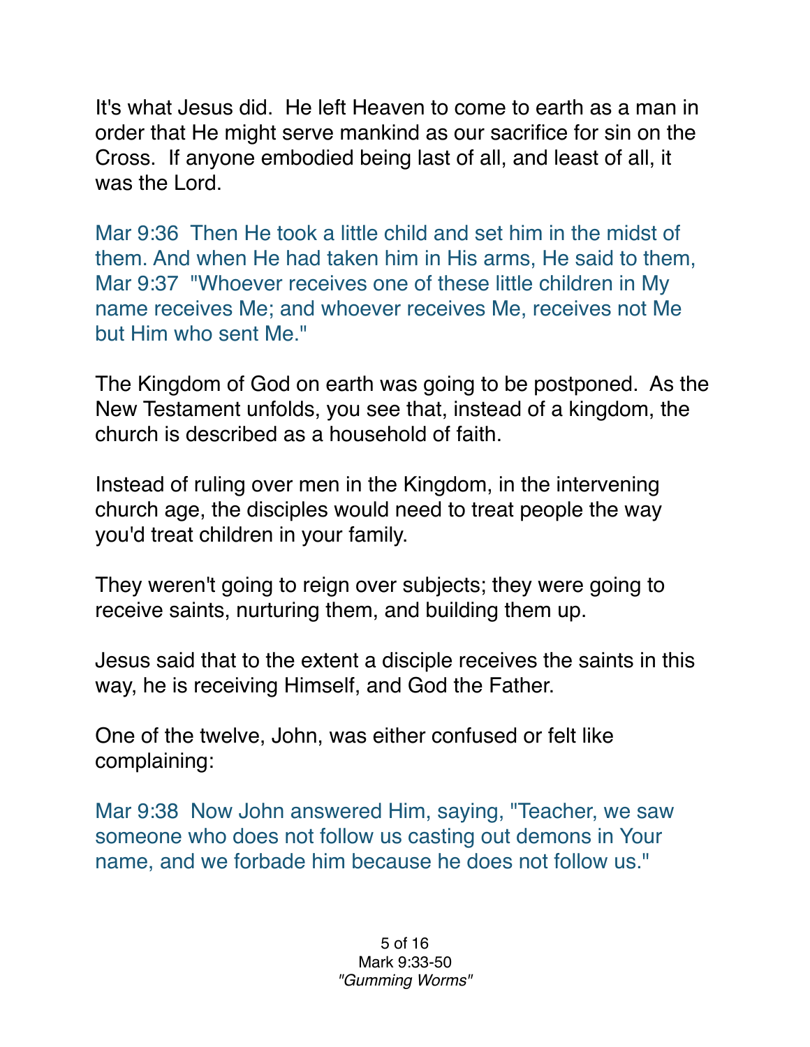It's what Jesus did. He left Heaven to come to earth as a man in order that He might serve mankind as our sacrifice for sin on the Cross. If anyone embodied being last of all, and least of all, it was the Lord.

Mar 9:36 Then He took a little child and set him in the midst of them. And when He had taken him in His arms, He said to them,
Mar 9:37 "Whoever receives one of these little children in My name receives Me; and whoever receives Me, receives not Me but Him who sent Me."

The Kingdom of God on earth was going to be postponed. As the New Testament unfolds, you see that, instead of a kingdom, the church is described as a household of faith.

Instead of ruling over men in the Kingdom, in the intervening church age, the disciples would need to treat people the way you'd treat children in your family.

They weren't going to reign over subjects; they were going to receive saints, nurturing them, and building them up.

Jesus said that to the extent a disciple receives the saints in this way, he is receiving Himself, and God the Father.

One of the twelve, John, was either confused or felt like complaining:

Mar 9:38 Now John answered Him, saying, "Teacher, we saw someone who does not follow us casting out demons in Your name, and we forbade him because he does not follow us."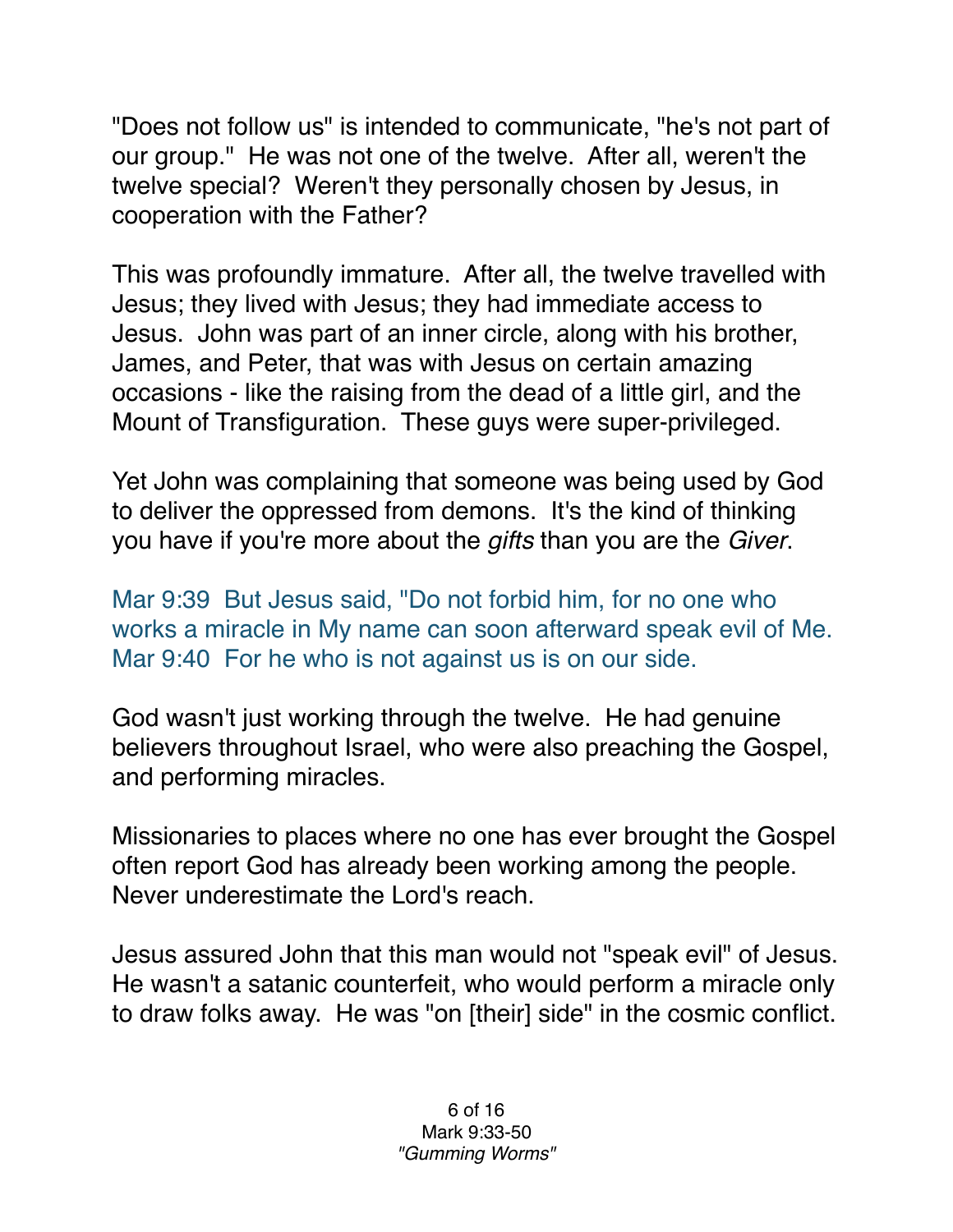"Does not follow us" is intended to communicate, "he's not part of our group." He was not one of the twelve. After all, weren't the twelve special? Weren't they personally chosen by Jesus, in cooperation with the Father?

This was profoundly immature. After all, the twelve travelled with Jesus; they lived with Jesus; they had immediate access to Jesus. John was part of an inner circle, along with his brother, James, and Peter, that was with Jesus on certain amazing occasions - like the raising from the dead of a little girl, and the Mount of Transfiguration. These guys were super-privileged.

Yet John was complaining that someone was being used by God to deliver the oppressed from demons. It's the kind of thinking you have if you're more about the *gifts* than you are the *Giver*.

Mar 9:39 But Jesus said, "Do not forbid him, for no one who works a miracle in My name can soon afterward speak evil of Me.
Mar 9:40 For he who is not against us is on our side.

God wasn't just working through the twelve. He had genuine believers throughout Israel, who were also preaching the Gospel, and performing miracles.

Missionaries to places where no one has ever brought the Gospel often report God has already been working among the people. Never underestimate the Lord's reach.

Jesus assured John that this man would not "speak evil" of Jesus. He wasn't a satanic counterfeit, who would perform a miracle only to draw folks away. He was "on [their] side" in the cosmic conflict.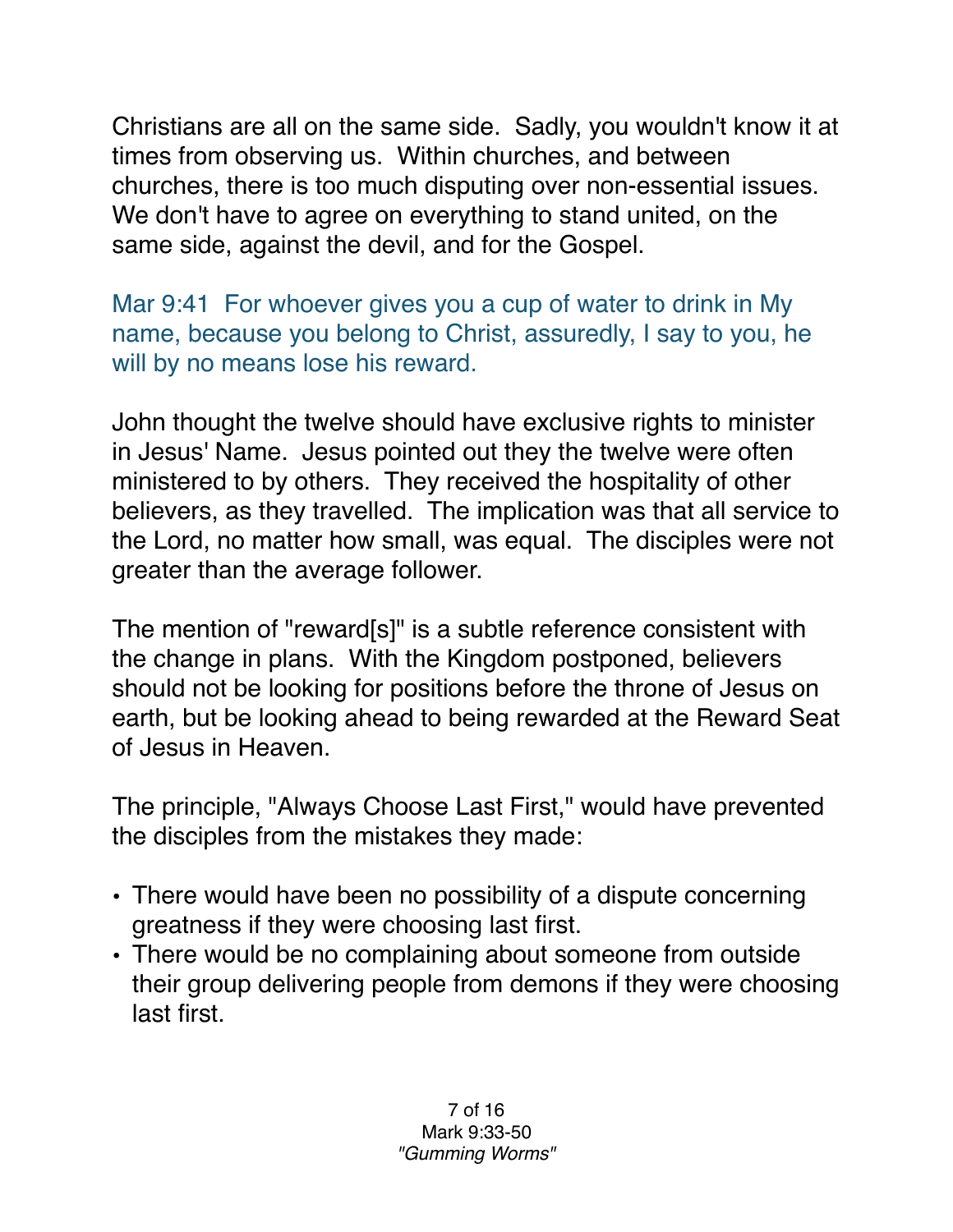Christians are all on the same side. Sadly, you wouldn't know it at times from observing us. Within churches, and between churches, there is too much disputing over non-essential issues. We don't have to agree on everything to stand united, on the same side, against the devil, and for the Gospel.

Mar 9:41 For whoever gives you a cup of water to drink in My name, because you belong to Christ, assuredly, I say to you, he will by no means lose his reward.

John thought the twelve should have exclusive rights to minister in Jesus' Name. Jesus pointed out they the twelve were often ministered to by others. They received the hospitality of other believers, as they travelled. The implication was that all service to the Lord, no matter how small, was equal. The disciples were not greater than the average follower.

The mention of "reward[s]" is a subtle reference consistent with the change in plans. With the Kingdom postponed, believers should not be looking for positions before the throne of Jesus on earth, but be looking ahead to being rewarded at the Reward Seat of Jesus in Heaven.

The principle, "Always Choose Last First," would have prevented the disciples from the mistakes they made:

- There would have been no possibility of a dispute concerning greatness if they were choosing last first.
- There would be no complaining about someone from outside their group delivering people from demons if they were choosing last first.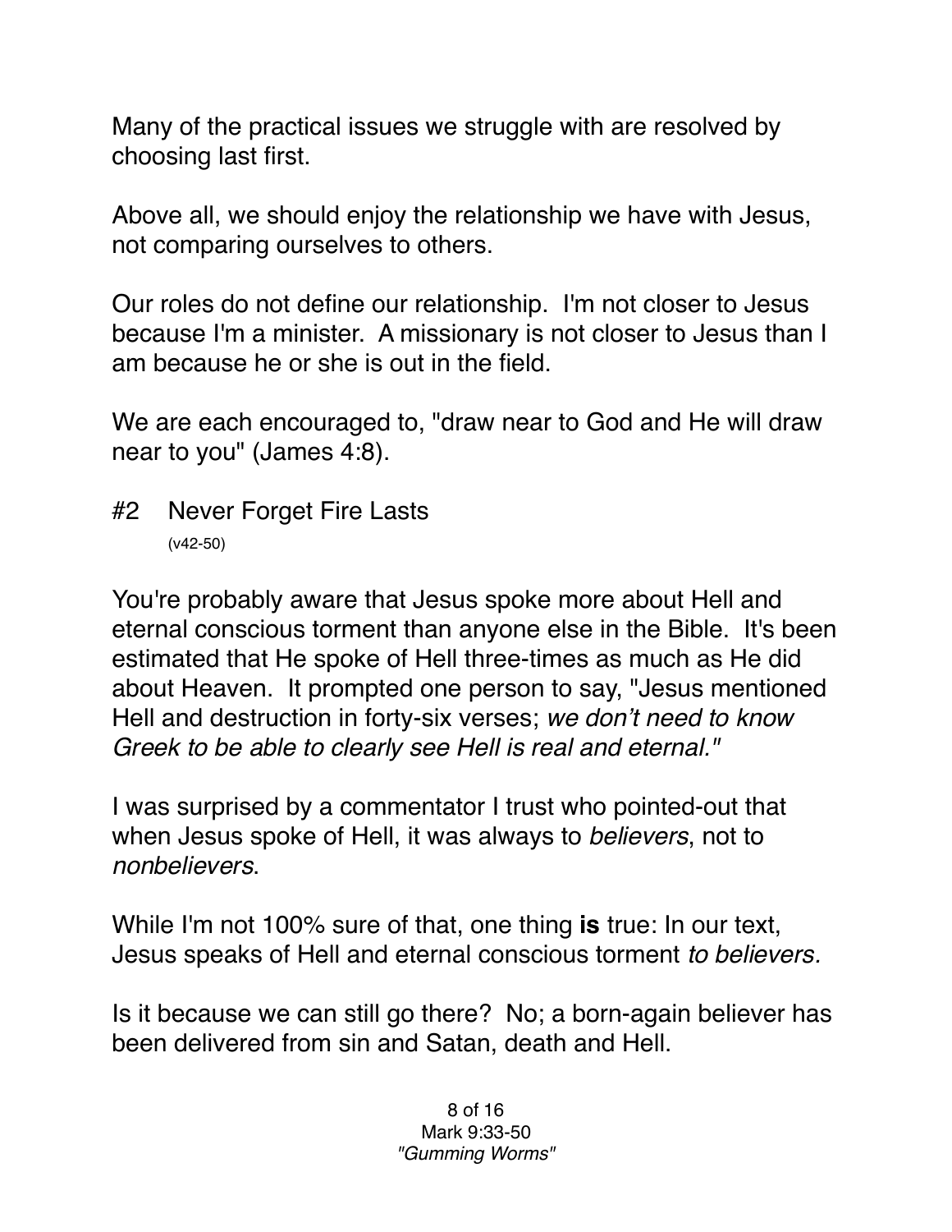Many of the practical issues we struggle with are resolved by choosing last first.

Above all, we should enjoy the relationship we have with Jesus, not comparing ourselves to others.

Our roles do not define our relationship. I'm not closer to Jesus because I'm a minister. A missionary is not closer to Jesus than I am because he or she is out in the field.

We are each encouraged to, "draw near to God and He will draw near to you" (James 4:8).

## #2 Never Forget Fire Lasts
(v42-50)

You're probably aware that Jesus spoke more about Hell and eternal conscious torment than anyone else in the Bible. It's been estimated that He spoke of Hell three-times as much as He did about Heaven. It prompted one person to say, "Jesus mentioned Hell and destruction in forty-six verses; *we don't need to know Greek to be able to clearly see Hell is real and eternal."*

I was surprised by a commentator I trust who pointed-out that when Jesus spoke of Hell, it was always to *believers*, not to *nonbelievers*.

While I'm not 100% sure of that, one thing **is** true: In our text, Jesus speaks of Hell and eternal conscious torment *to believers.*

Is it because we can still go there? No; a born-again believer has been delivered from sin and Satan, death and Hell.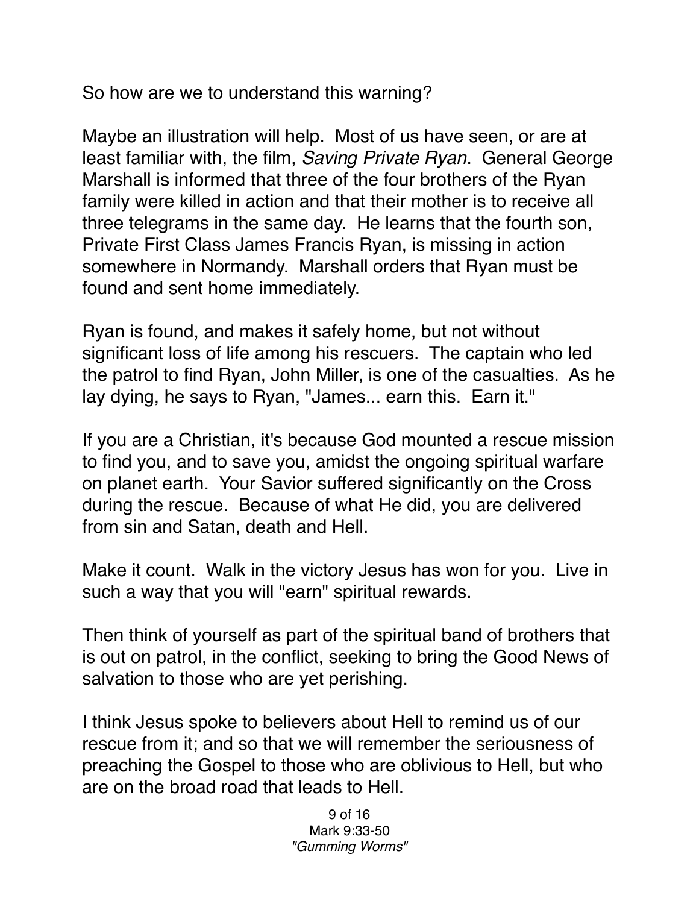So how are we to understand this warning?

Maybe an illustration will help. Most of us have seen, or are at least familiar with, the film, *Saving Private Ryan*. General George Marshall is informed that three of the four brothers of the Ryan family were killed in action and that their mother is to receive all three telegrams in the same day. He learns that the fourth son, Private First Class James Francis Ryan, is missing in action somewhere in Normandy. Marshall orders that Ryan must be found and sent home immediately.

Ryan is found, and makes it safely home, but not without significant loss of life among his rescuers. The captain who led the patrol to find Ryan, John Miller, is one of the casualties. As he lay dying, he says to Ryan, "James... earn this. Earn it."

If you are a Christian, it's because God mounted a rescue mission to find you, and to save you, amidst the ongoing spiritual warfare on planet earth. Your Savior suffered significantly on the Cross during the rescue. Because of what He did, you are delivered from sin and Satan, death and Hell.

Make it count. Walk in the victory Jesus has won for you. Live in such a way that you will "earn" spiritual rewards.

Then think of yourself as part of the spiritual band of brothers that is out on patrol, in the conflict, seeking to bring the Good News of salvation to those who are yet perishing.

I think Jesus spoke to believers about Hell to remind us of our rescue from it; and so that we will remember the seriousness of preaching the Gospel to those who are oblivious to Hell, but who are on the broad road that leads to Hell.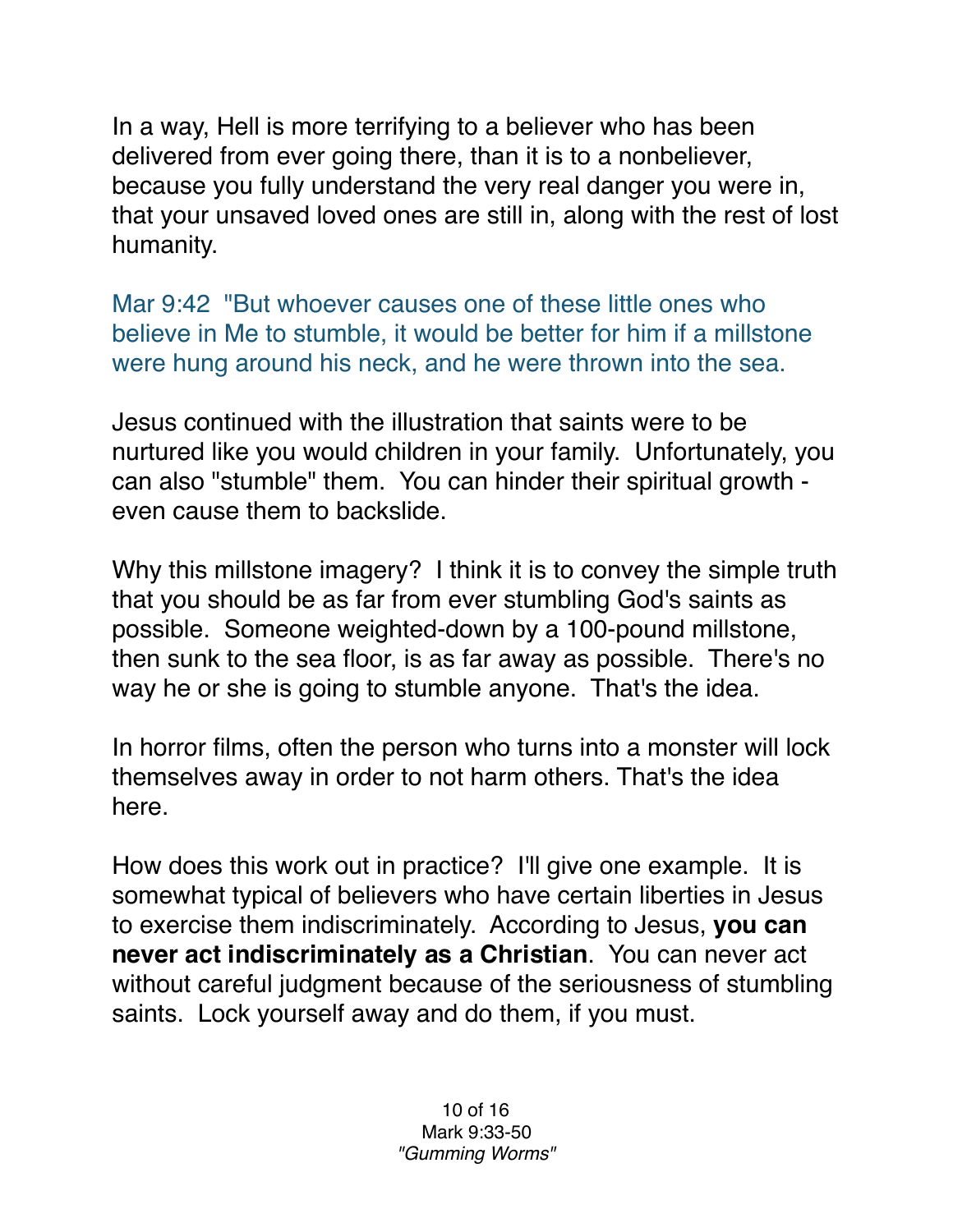In a way, Hell is more terrifying to a believer who has been delivered from ever going there, than it is to a nonbeliever, because you fully understand the very real danger you were in, that your unsaved loved ones are still in, along with the rest of lost humanity.

Mar 9:42 "But whoever causes one of these little ones who believe in Me to stumble, it would be better for him if a millstone were hung around his neck, and he were thrown into the sea.

Jesus continued with the illustration that saints were to be nurtured like you would children in your family. Unfortunately, you can also "stumble" them. You can hinder their spiritual growth - even cause them to backslide.

Why this millstone imagery? I think it is to convey the simple truth that you should be as far from ever stumbling God's saints as possible. Someone weighted-down by a 100-pound millstone, then sunk to the sea floor, is as far away as possible. There's no way he or she is going to stumble anyone. That's the idea.

In horror films, often the person who turns into a monster will lock themselves away in order to not harm others. That's the idea here.

How does this work out in practice? I'll give one example. It is somewhat typical of believers who have certain liberties in Jesus to exercise them indiscriminately. According to Jesus, **you can never act indiscriminately as a Christian**. You can never act without careful judgment because of the seriousness of stumbling saints. Lock yourself away and do them, if you must.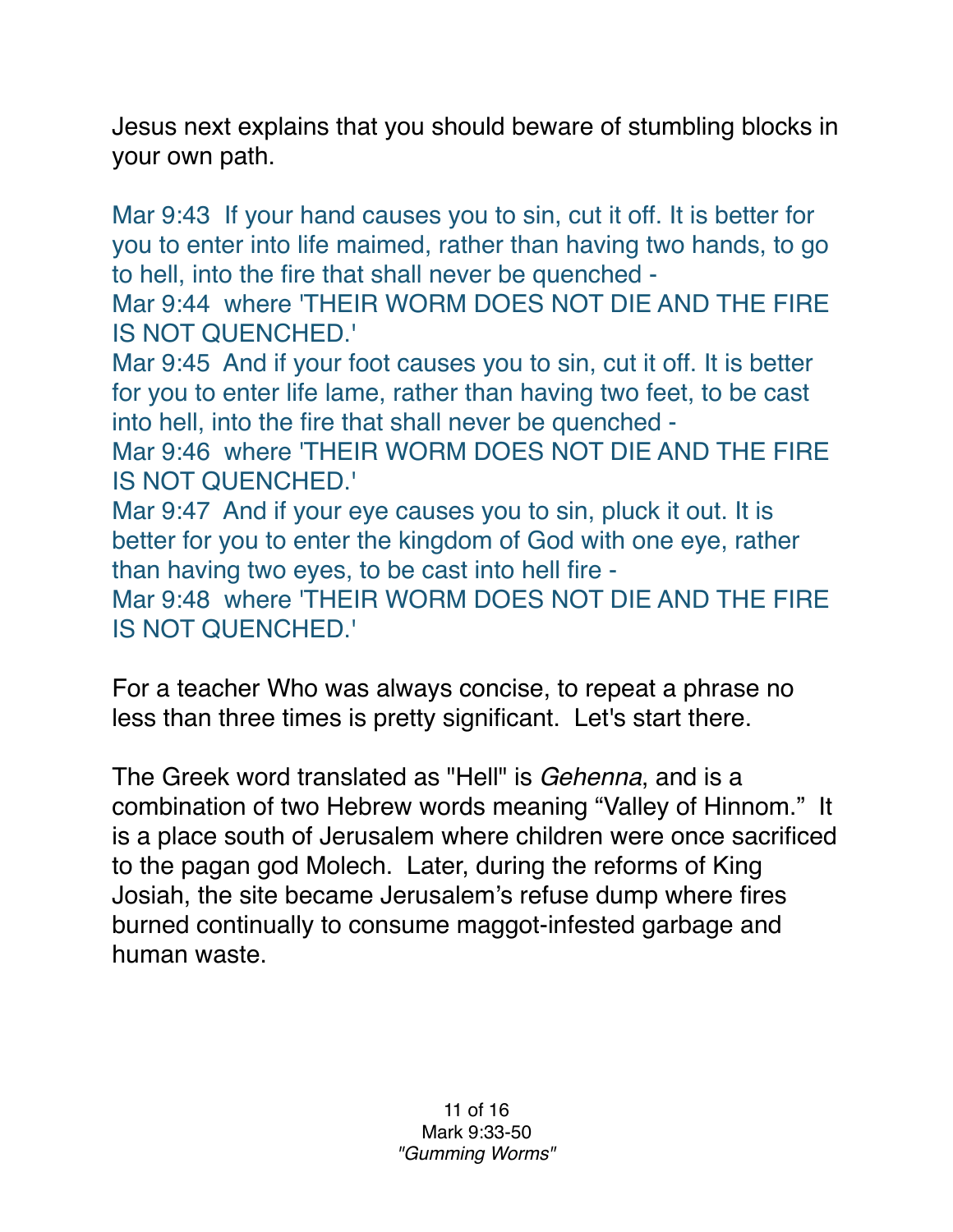Jesus next explains that you should beware of stumbling blocks in your own path.

Mar 9:43 If your hand causes you to sin, cut it off. It is better for you to enter into life maimed, rather than having two hands, to go to hell, into the fire that shall never be quenched -
Mar 9:44 where 'THEIR WORM DOES NOT DIE AND THE FIRE IS NOT QUENCHED.'
Mar 9:45 And if your foot causes you to sin, cut it off. It is better for you to enter life lame, rather than having two feet, to be cast into hell, into the fire that shall never be quenched -
Mar 9:46 where 'THEIR WORM DOES NOT DIE AND THE FIRE IS NOT QUENCHED.'
Mar 9:47 And if your eye causes you to sin, pluck it out. It is better for you to enter the kingdom of God with one eye, rather than having two eyes, to be cast into hell fire -
Mar 9:48 where 'THEIR WORM DOES NOT DIE AND THE FIRE IS NOT QUENCHED.'

For a teacher Who was always concise, to repeat a phrase no less than three times is pretty significant. Let's start there.

The Greek word translated as "Hell" is *Gehenna*, and is a combination of two Hebrew words meaning “Valley of Hinnom.” It is a place south of Jerusalem where children were once sacrificed to the pagan god Molech. Later, during the reforms of King Josiah, the site became Jerusalem’s refuse dump where fires burned continually to consume maggot-infested garbage and human waste.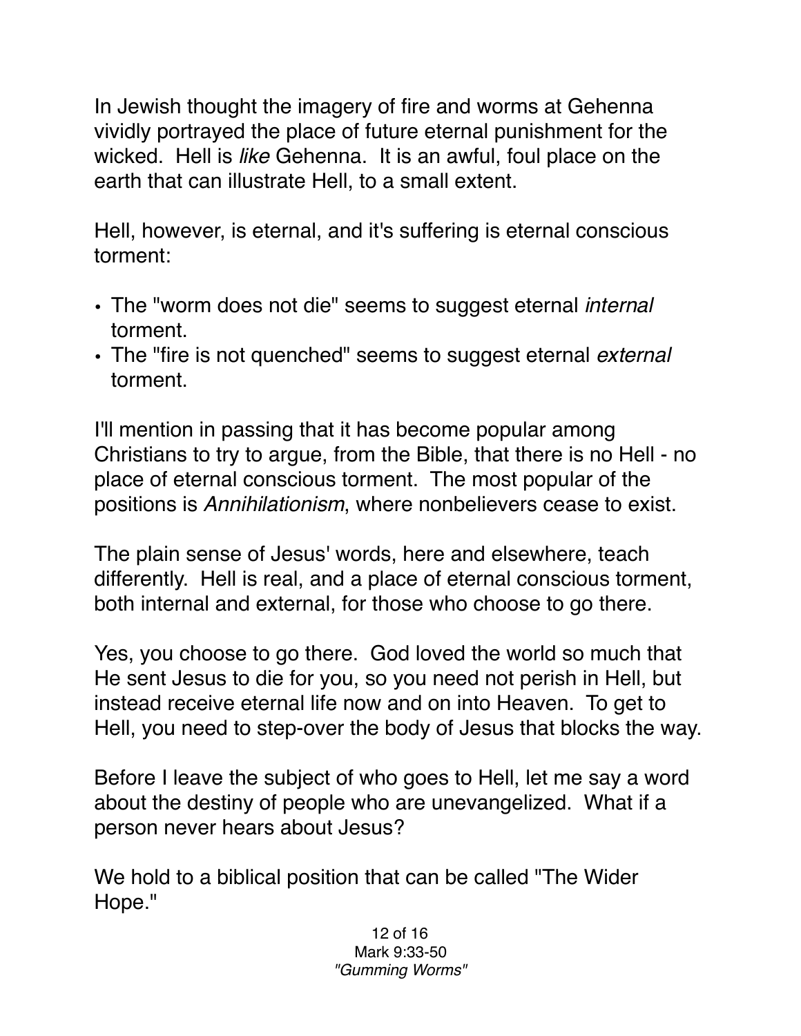In Jewish thought the imagery of fire and worms at Gehenna vividly portrayed the place of future eternal punishment for the wicked. Hell is *like* Gehenna. It is an awful, foul place on the earth that can illustrate Hell, to a small extent.

Hell, however, is eternal, and it's suffering is eternal conscious torment:

- The "worm does not die" seems to suggest eternal *internal* torment.
- The "fire is not quenched" seems to suggest eternal *external* torment.

I'll mention in passing that it has become popular among Christians to try to argue, from the Bible, that there is no Hell - no place of eternal conscious torment. The most popular of the positions is *Annihilationism*, where nonbelievers cease to exist.

The plain sense of Jesus' words, here and elsewhere, teach differently. Hell is real, and a place of eternal conscious torment, both internal and external, for those who choose to go there.

Yes, you choose to go there. God loved the world so much that He sent Jesus to die for you, so you need not perish in Hell, but instead receive eternal life now and on into Heaven. To get to Hell, you need to step-over the body of Jesus that blocks the way.

Before I leave the subject of who goes to Hell, let me say a word about the destiny of people who are unevangelized. What if a person never hears about Jesus?

We hold to a biblical position that can be called "The Wider Hope."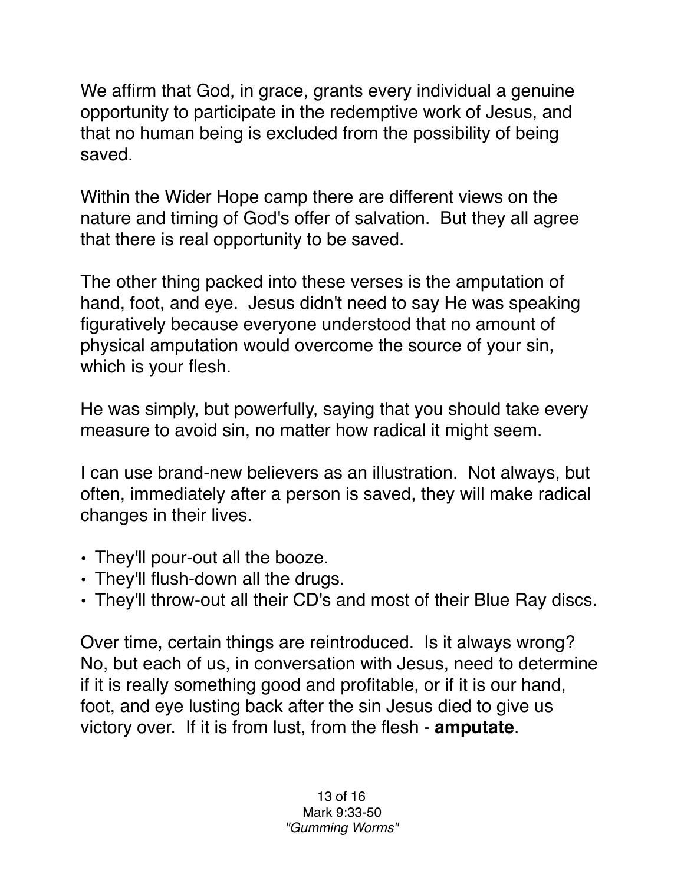We affirm that God, in grace, grants every individual a genuine opportunity to participate in the redemptive work of Jesus, and that no human being is excluded from the possibility of being saved.

Within the Wider Hope camp there are different views on the nature and timing of God's offer of salvation. But they all agree that there is real opportunity to be saved.

The other thing packed into these verses is the amputation of hand, foot, and eye. Jesus didn't need to say He was speaking figuratively because everyone understood that no amount of physical amputation would overcome the source of your sin, which is your flesh.

He was simply, but powerfully, saying that you should take every measure to avoid sin, no matter how radical it might seem.

I can use brand-new believers as an illustration. Not always, but often, immediately after a person is saved, they will make radical changes in their lives.

- They'll pour-out all the booze.
- They'll flush-down all the drugs.
- They'll throw-out all their CD's and most of their Blue Ray discs.

Over time, certain things are reintroduced. Is it always wrong? No, but each of us, in conversation with Jesus, need to determine if it is really something good and profitable, or if it is our hand, foot, and eye lusting back after the sin Jesus died to give us victory over. If it is from lust, from the flesh - **amputate**.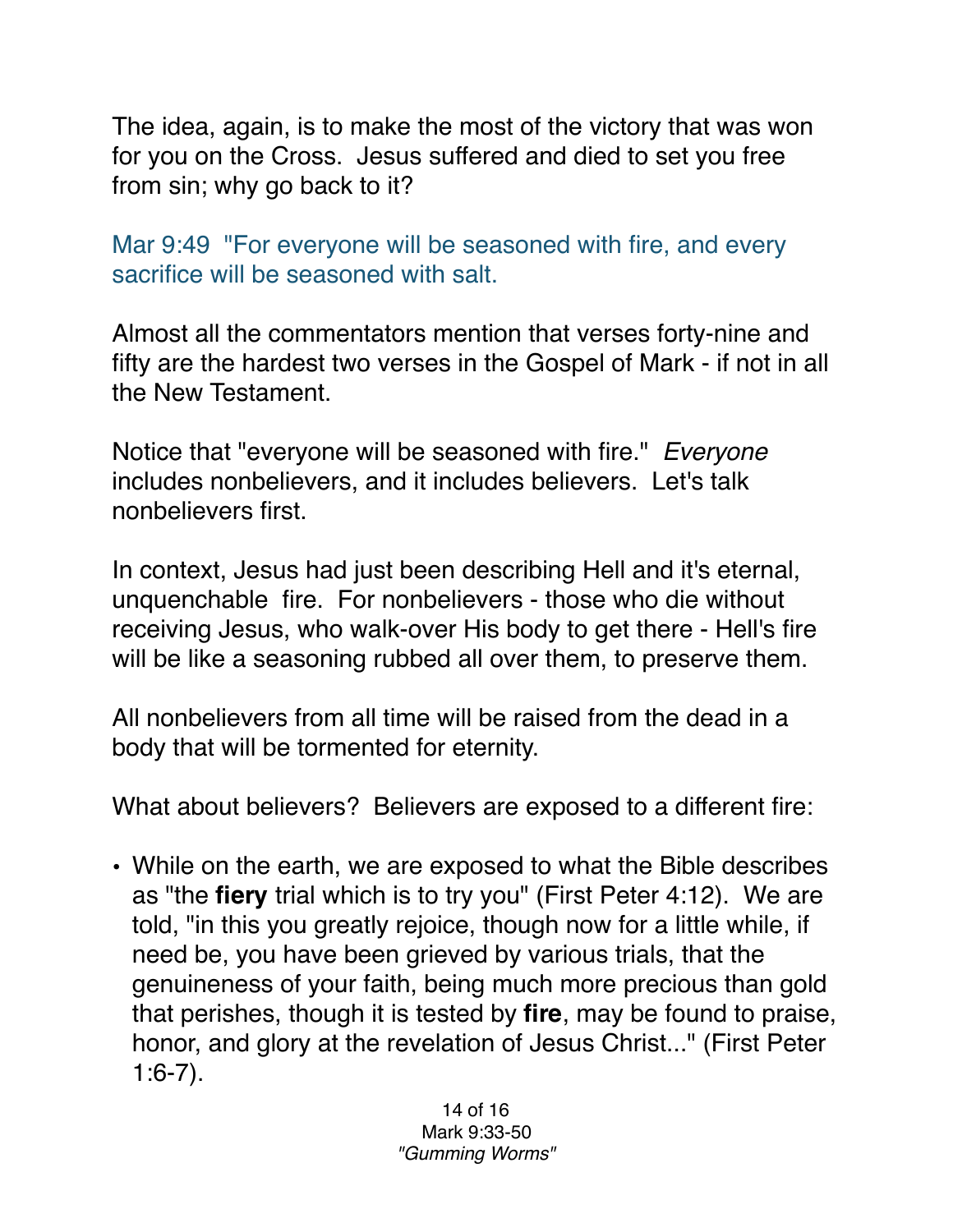The idea, again, is to make the most of the victory that was won for you on the Cross. Jesus suffered and died to set you free from sin; why go back to it?

Mar 9:49 "For everyone will be seasoned with fire, and every sacrifice will be seasoned with salt.

Almost all the commentators mention that verses forty-nine and fifty are the hardest two verses in the Gospel of Mark - if not in all the New Testament.

Notice that "everyone will be seasoned with fire." *Everyone* includes nonbelievers, and it includes believers. Let's talk nonbelievers first.

In context, Jesus had just been describing Hell and it's eternal, unquenchable fire. For nonbelievers - those who die without receiving Jesus, who walk-over His body to get there - Hell's fire will be like a seasoning rubbed all over them, to preserve them.

All nonbelievers from all time will be raised from the dead in a body that will be tormented for eternity.

What about believers? Believers are exposed to a different fire:

- While on the earth, we are exposed to what the Bible describes as "the **fiery** trial which is to try you" (First Peter 4:12). We are told, "in this you greatly rejoice, though now for a little while, if need be, you have been grieved by various trials, that the genuineness of your faith, being much more precious than gold that perishes, though it is tested by **fire**, may be found to praise, honor, and glory at the revelation of Jesus Christ..." (First Peter 1:6-7).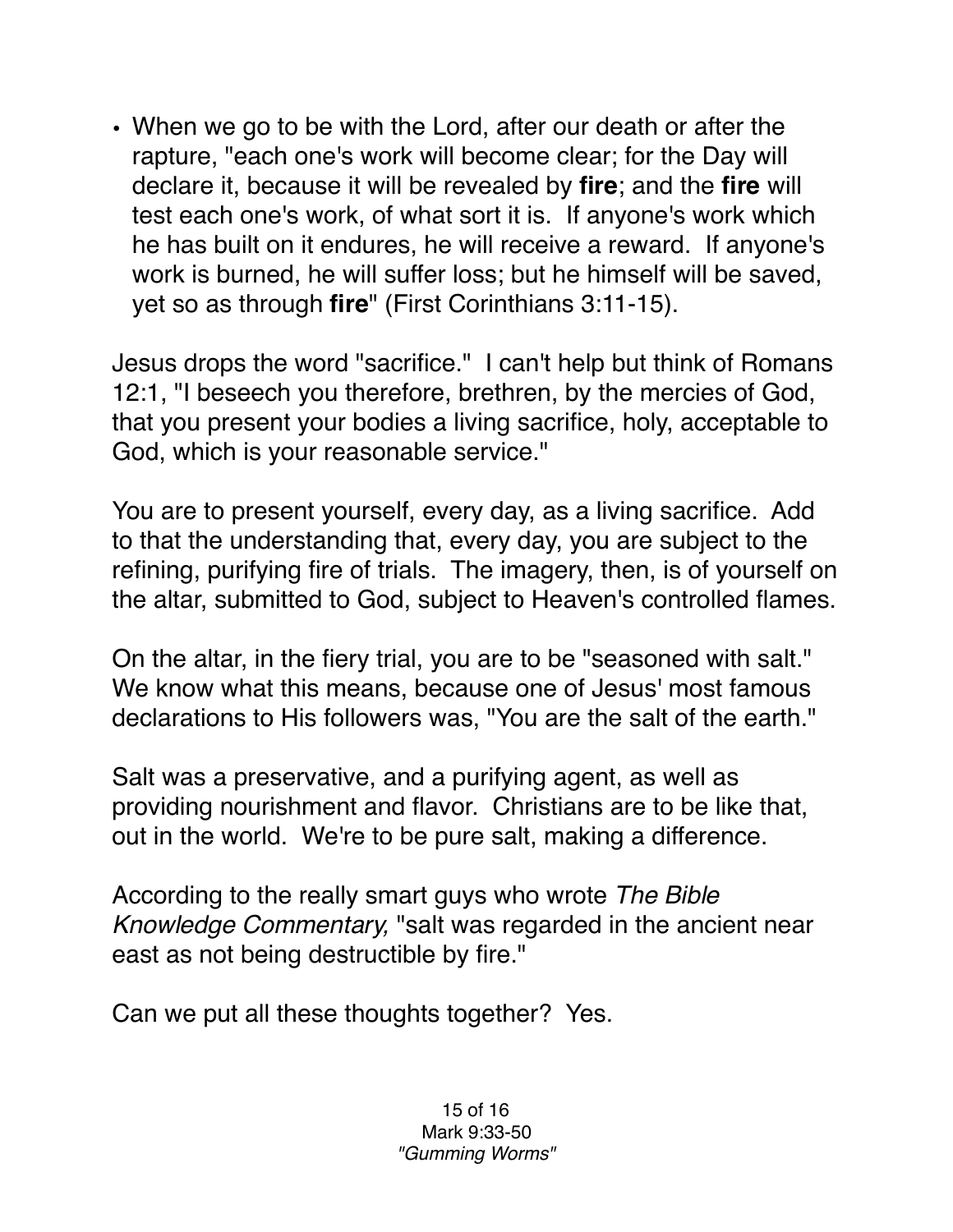- When we go to be with the Lord, after our death or after the rapture, "each one's work will become clear; for the Day will declare it, because it will be revealed by **fire**; and the **fire** will test each one's work, of what sort it is. If anyone's work which he has built on it endures, he will receive a reward. If anyone's work is burned, he will suffer loss; but he himself will be saved, yet so as through **fire**" (First Corinthians 3:11-15).

Jesus drops the word "sacrifice." I can't help but think of Romans 12:1, "I beseech you therefore, brethren, by the mercies of God, that you present your bodies a living sacrifice, holy, acceptable to God, which is your reasonable service."

You are to present yourself, every day, as a living sacrifice. Add to that the understanding that, every day, you are subject to the refining, purifying fire of trials. The imagery, then, is of yourself on the altar, submitted to God, subject to Heaven's controlled flames.

On the altar, in the fiery trial, you are to be "seasoned with salt." We know what this means, because one of Jesus' most famous declarations to His followers was, "You are the salt of the earth."

Salt was a preservative, and a purifying agent, as well as providing nourishment and flavor. Christians are to be like that, out in the world. We're to be pure salt, making a difference.

According to the really smart guys who wrote *The Bible Knowledge Commentary,* "salt was regarded in the ancient near east as not being destructible by fire."

Can we put all these thoughts together? Yes.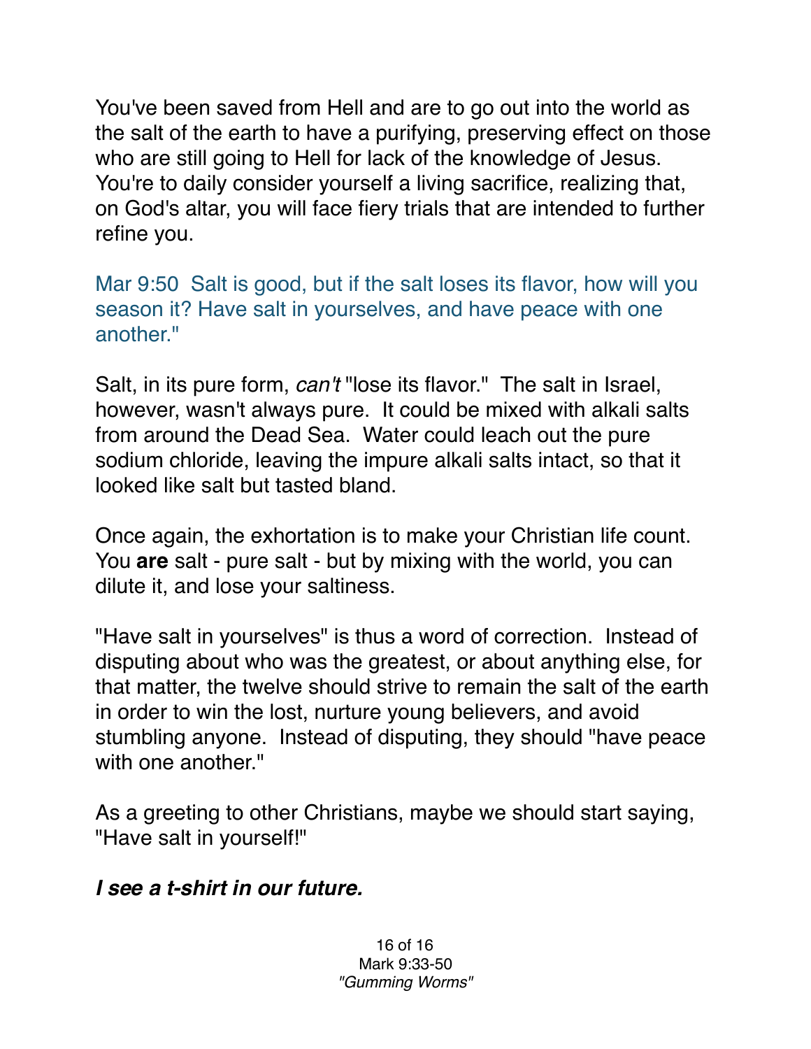You've been saved from Hell and are to go out into the world as the salt of the earth to have a purifying, preserving effect on those who are still going to Hell for lack of the knowledge of Jesus. You're to daily consider yourself a living sacrifice, realizing that, on God's altar, you will face fiery trials that are intended to further refine you.

Mar 9:50 Salt is good, but if the salt loses its flavor, how will you season it? Have salt in yourselves, and have peace with one another."

Salt, in its pure form, *can't* "lose its flavor." The salt in Israel, however, wasn't always pure. It could be mixed with alkali salts from around the Dead Sea. Water could leach out the pure sodium chloride, leaving the impure alkali salts intact, so that it looked like salt but tasted bland.

Once again, the exhortation is to make your Christian life count. You **are** salt - pure salt - but by mixing with the world, you can dilute it, and lose your saltiness.

"Have salt in yourselves" is thus a word of correction. Instead of disputing about who was the greatest, or about anything else, for that matter, the twelve should strive to remain the salt of the earth in order to win the lost, nurture young believers, and avoid stumbling anyone. Instead of disputing, they should "have peace with one another."

As a greeting to other Christians, maybe we should start saying, "Have salt in yourself!"

***I see a t-shirt in our future.***